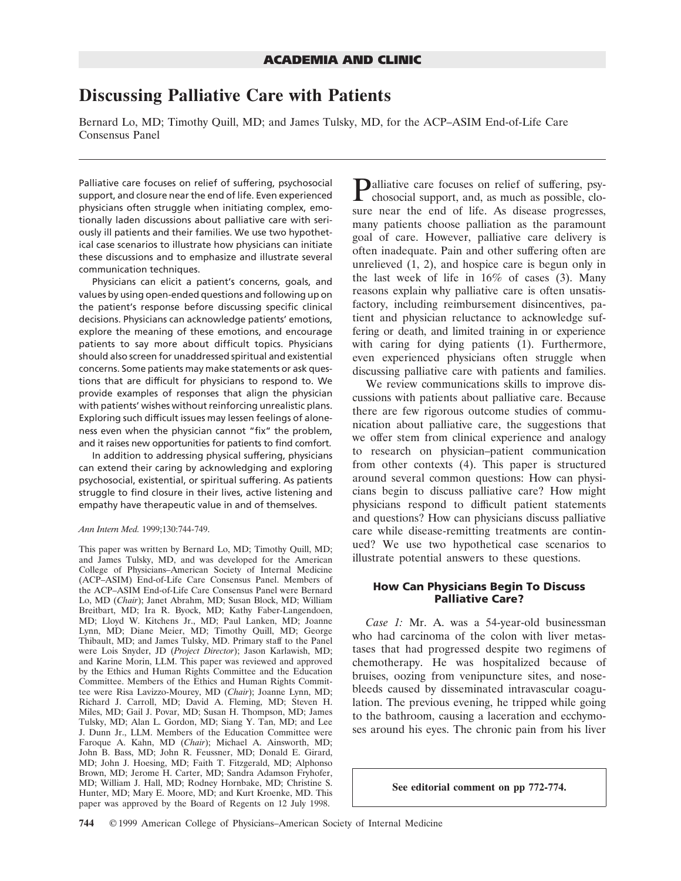**ACADEMIA AND CLINIC**

# Discussing Palliative Care with Patients

Bernard Lo, MD; Timothy Quill, MD; and James Tulsky, MD, for the ACP–ASIM End-of-Life Care Consensus Panel

Palliative care focuses on relief of suffering, psychosocial support, and closure near the end of life. Even experienced physicians often struggle when initiating complex, emotionally laden discussions about palliative care with seriously ill patients and their families. We use two hypothetical case scenarios to illustrate how physicians can initiate these discussions and to emphasize and illustrate several communication techniques.

Physicians can elicit a patient's concerns, goals, and values by using open-ended questions and following up on the patient's response before discussing specific clinical decisions. Physicians can acknowledge patients' emotions, explore the meaning of these emotions, and encourage patients to say more about difficult topics. Physicians should also screen for unaddressed spiritual and existential concerns. Some patients may make statements or ask questions that are difficult for physicians to respond to. We provide examples of responses that align the physician with patients' wishes without reinforcing unrealistic plans. Exploring such difficult issues may lessen feelings of aloneness even when the physician cannot "fix" the problem, and it raises new opportunities for patients to find comfort.

In addition to addressing physical suffering, physicians can extend their caring by acknowledging and exploring psychosocial, existential, or spiritual suffering. As patients struggle to find closure in their lives, active listening and empathy have therapeutic value in and of themselves.

*Ann Intern Med.* 1999;130:744-749.

This paper was written by Bernard Lo, MD; Timothy Quill, MD; and James Tulsky, MD, and was developed for the American College of Physicians–American Society of Internal Medicine (ACP–ASIM) End-of-Life Care Consensus Panel. Members of the ACP–ASIM End-of-Life Care Consensus Panel were Bernard Lo, MD (*Chair*); Janet Abrahm, MD; Susan Block, MD; William Breitbart, MD; Ira R. Byock, MD; Kathy Faber-Langendoen, MD; Lloyd W. Kitchens Jr., MD; Paul Lanken, MD; Joanne Lynn, MD; Diane Meier, MD; Timothy Quill, MD; George Thibault, MD; and James Tulsky, MD. Primary staff to the Panel were Lois Snyder, JD (*Project Director*); Jason Karlawish, MD; and Karine Morin, LLM. This paper was reviewed and approved by the Ethics and Human Rights Committee and the Education Committee. Members of the Ethics and Human Rights Committee were Risa Lavizzo-Mourey, MD (*Chair*); Joanne Lynn, MD; Richard J. Carroll, MD; David A. Fleming, MD; Steven H. Miles, MD; Gail J. Povar, MD; Susan H. Thompson, MD; James Tulsky, MD; Alan L. Gordon, MD; Siang Y. Tan, MD; and Lee J. Dunn Jr., LLM. Members of the Education Committee were Faroque A. Kahn, MD (*Chair*); Michael A. Ainsworth, MD; John B. Bass, MD; John R. Feussner, MD; Donald E. Girard, MD; John J. Hoesing, MD; Faith T. Fitzgerald, MD; Alphonso Brown, MD; Jerome H. Carter, MD; Sandra Adamson Fryhofer, MD; William J. Hall, MD; Rodney Hornbake, MD; Christine S. Hunter, MD; Mary E. Moore, MD; and Kurt Kroenke, MD. This paper was approved by the Board of Regents on 12 July 1998.

Palliative care focuses on relief of suffering, psychosocial support, and, as much as possible, closure near the end of life. As disease progresses, many patients choose palliation as the paramount goal of care. However, palliative care delivery is often inadequate. Pain and other suffering often are unrelieved (1, 2), and hospice care is begun only in the last week of life in 16% of cases (3). Many reasons explain why palliative care is often unsatisfactory, including reimbursement disincentives, patient and physician reluctance to acknowledge suffering or death, and limited training in or experience with caring for dying patients (1). Furthermore, even experienced physicians often struggle when discussing palliative care with patients and families.

We review communications skills to improve discussions with patients about palliative care. Because there are few rigorous outcome studies of communication about palliative care, the suggestions that we offer stem from clinical experience and analogy to research on physician–patient communication from other contexts (4). This paper is structured around several common questions: How can physicians begin to discuss palliative care? How might physicians respond to difficult patient statements and questions? How can physicians discuss palliative care while disease-remitting treatments are continued? We use two hypothetical case scenarios to illustrate potential answers to these questions.

## How Can Physicians Begin To Discuss Palliative Care?

*Case 1:* Mr. A. was a 54-year-old businessman who had carcinoma of the colon with liver metastases that had progressed despite two regimens of chemotherapy. He was hospitalized because of bruises, oozing from venipuncture sites, and nosebleeds caused by disseminated intravascular coagulation. The previous evening, he tripped while going to the bathroom, causing a laceration and ecchymoses around his eyes. The chronic pain from his liver

**See editorial comment on pp 772-774.**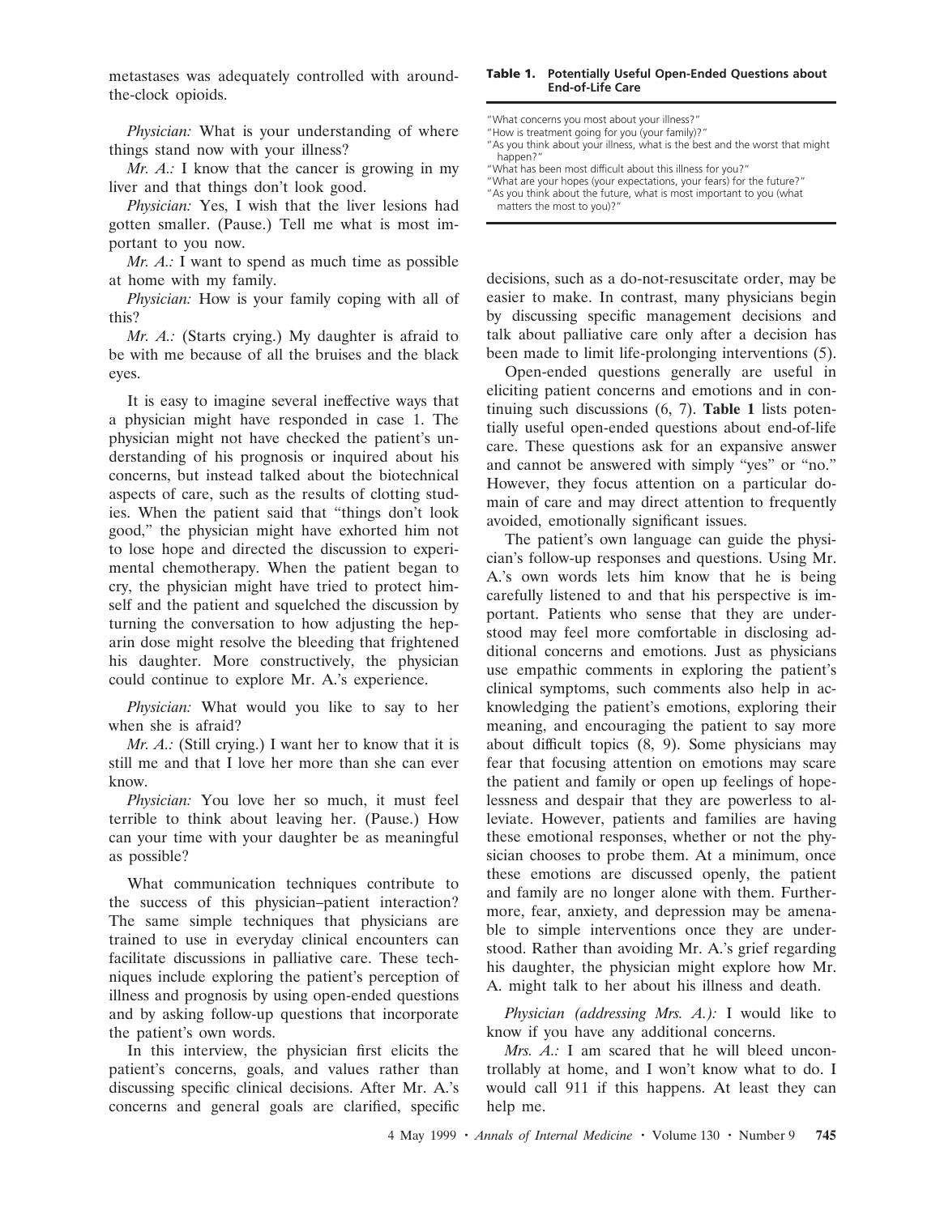metastases was adequately controlled with around-the-clock opioids.

*Physician:* What is your understanding of where things stand now with your illness?

*Mr. A.:* I know that the cancer is growing in my liver and that things don't look good.

*Physician:* Yes, I wish that the liver lesions had gotten smaller. (Pause.) Tell me what is most important to you now.

*Mr. A.:* I want to spend as much time as possible at home with my family.

*Physician:* How is your family coping with all of this?

*Mr. A.:* (Starts crying.) My daughter is afraid to be with me because of all the bruises and the black eyes.

It is easy to imagine several ineffective ways that a physician might have responded in case 1. The physician might not have checked the patient's understanding of his prognosis or inquired about his concerns, but instead talked about the biotechnical aspects of care, such as the results of clotting studies. When the patient said that "things don't look good," the physician might have exhorted him not to lose hope and directed the discussion to experimental chemotherapy. When the patient began to cry, the physician might have tried to protect himself and the patient and squelched the discussion by turning the conversation to how adjusting the heparin dose might resolve the bleeding that frightened his daughter. More constructively, the physician could continue to explore Mr. A.'s experience.

*Physician:* What would you like to say to her when she is afraid?

*Mr. A.:* (Still crying.) I want her to know that it is still me and that I love her more than she can ever know.

*Physician:* You love her so much, it must feel terrible to think about leaving her. (Pause.) How can your time with your daughter be as meaningful as possible?

What communication techniques contribute to the success of this physician–patient interaction? The same simple techniques that physicians are trained to use in everyday clinical encounters can facilitate discussions in palliative care. These techniques include exploring the patient's perception of illness and prognosis by using open-ended questions and by asking follow-up questions that incorporate the patient's own words.

In this interview, the physician first elicits the patient's concerns, goals, and values rather than discussing specific clinical decisions. After Mr. A.'s concerns and general goals are clarified, specific decisions, such as a do-not-resuscitate order, may be easier to make. In contrast, many physicians begin by discussing specific management decisions and talk about palliative care only after a decision has been made to limit life-prolonging interventions (5).

**Table 1. Potentially Useful Open-Ended Questions about End-of-Life Care**

| |
|---|
| "What concerns you most about your illness?" |
| "How is treatment going for you (your family)?" |
| "As you think about your illness, what is the best and the worst that might happen?" |
| "What has been most difficult about this illness for you?" |
| "What are your hopes (your expectations, your fears) for the future?" |
| "As you think about the future, what is most important to you (what matters the most to you)?" |

Open-ended questions generally are useful in eliciting patient concerns and emotions and in continuing such discussions (6, 7). **Table 1** lists potentially useful open-ended questions about end-of-life care. These questions ask for an expansive answer and cannot be answered with simply "yes" or "no." However, they focus attention on a particular domain of care and may direct attention to frequently avoided, emotionally significant issues.

The patient's own language can guide the physician's follow-up responses and questions. Using Mr. A.'s own words lets him know that he is being carefully listened to and that his perspective is important. Patients who sense that they are understood may feel more comfortable in disclosing additional concerns and emotions. Just as physicians use empathic comments in exploring the patient's clinical symptoms, such comments also help in acknowledging the patient's emotions, exploring their meaning, and encouraging the patient to say more about difficult topics (8, 9). Some physicians may fear that focusing attention on emotions may scare the patient and family or open up feelings of hopelessness and despair that they are powerless to alleviate. However, patients and families are having these emotional responses, whether or not the physician chooses to probe them. At a minimum, once these emotions are discussed openly, the patient and family are no longer alone with them. Furthermore, fear, anxiety, and depression may be amenable to simple interventions once they are understood. Rather than avoiding Mr. A.'s grief regarding his daughter, the physician might explore how Mr. A. might talk to her about his illness and death.

*Physician (addressing Mrs. A.):* I would like to know if you have any additional concerns.

*Mrs. A.:* I am scared that he will bleed uncontrollably at home, and I won't know what to do. I would call 911 if this happens. At least they can help me.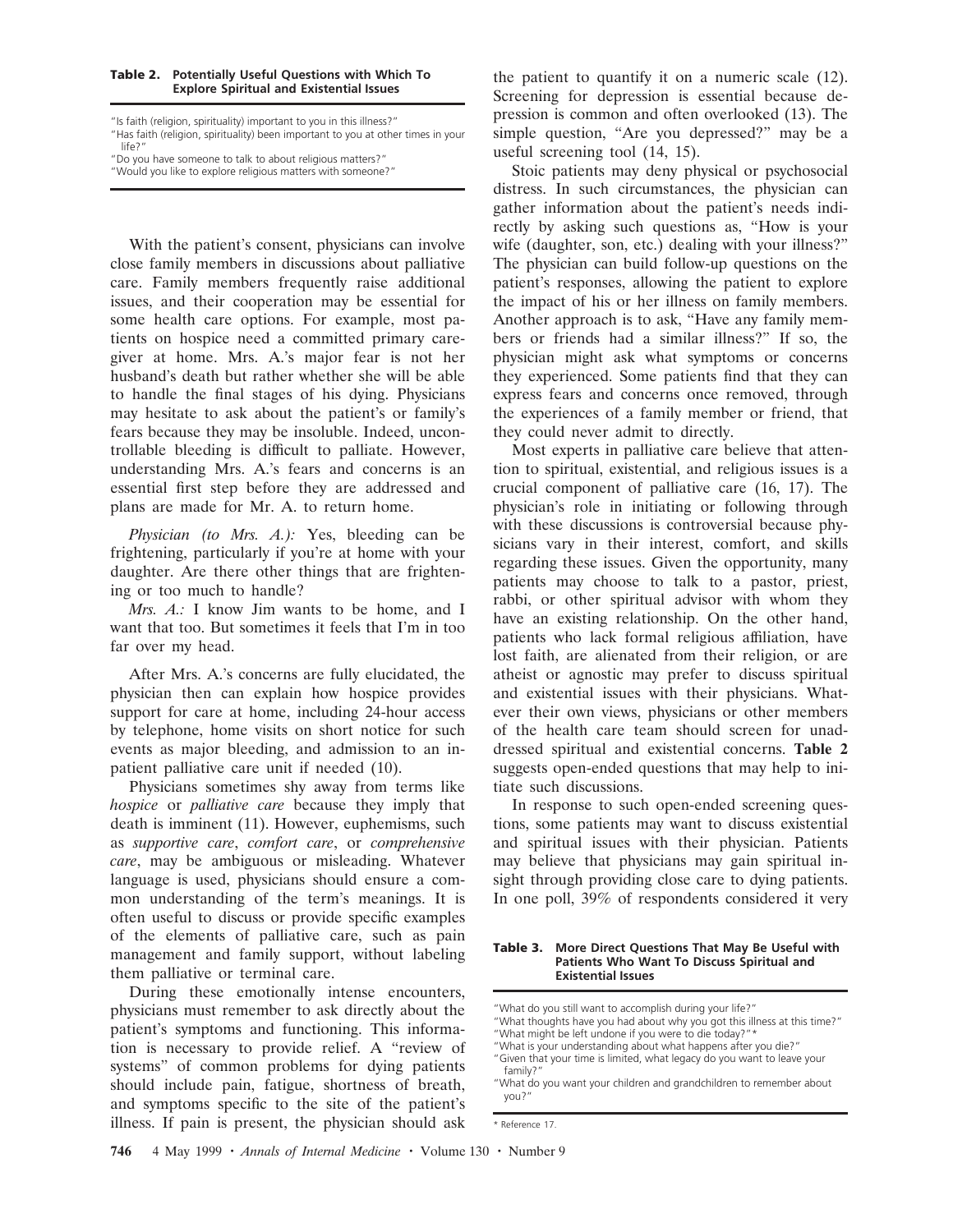**Table 2. Potentially Useful Questions with Which To Explore Spiritual and Existential Issues**

| |
|---|
| "Is faith (religion, spirituality) important to you in this illness?" |
| "Has faith (religion, spirituality) been important to you at other times in your life?" |
| "Do you have someone to talk to about religious matters?" |
| "Would you like to explore religious matters with someone?" |

With the patient's consent, physicians can involve close family members in discussions about palliative care. Family members frequently raise additional issues, and their cooperation may be essential for some health care options. For example, most patients on hospice need a committed primary caregiver at home. Mrs. A.'s major fear is not her husband's death but rather whether she will be able to handle the final stages of his dying. Physicians may hesitate to ask about the patient's or family's fears because they may be insoluble. Indeed, uncontrollable bleeding is difficult to palliate. However, understanding Mrs. A.'s fears and concerns is an essential first step before they are addressed and plans are made for Mr. A. to return home.

*Physician (to Mrs. A.):* Yes, bleeding can be frightening, particularly if you're at home with your daughter. Are there other things that are frightening or too much to handle?

*Mrs. A.:* I know Jim wants to be home, and I want that too. But sometimes it feels that I'm in too far over my head.

After Mrs. A.'s concerns are fully elucidated, the physician then can explain how hospice provides support for care at home, including 24-hour access by telephone, home visits on short notice for such events as major bleeding, and admission to an inpatient palliative care unit if needed (10).

Physicians sometimes shy away from terms like *hospice* or *palliative care* because they imply that death is imminent (11). However, euphemisms, such as *supportive care*, *comfort care*, or *comprehensive care*, may be ambiguous or misleading. Whatever language is used, physicians should ensure a common understanding of the term's meanings. It is often useful to discuss or provide specific examples of the elements of palliative care, such as pain management and family support, without labeling them palliative or terminal care.

During these emotionally intense encounters, physicians must remember to ask directly about the patient's symptoms and functioning. This information is necessary to provide relief. A "review of systems" of common problems for dying patients should include pain, fatigue, shortness of breath, and symptoms specific to the site of the patient's illness. If pain is present, the physician should ask the patient to quantify it on a numeric scale (12). Screening for depression is essential because depression is common and often overlooked (13). The simple question, "Are you depressed?" may be a useful screening tool (14, 15).

Stoic patients may deny physical or psychosocial distress. In such circumstances, the physician can gather information about the patient's needs indirectly by asking such questions as, "How is your wife (daughter, son, etc.) dealing with your illness?" The physician can build follow-up questions on the patient's responses, allowing the patient to explore the impact of his or her illness on family members. Another approach is to ask, "Have any family members or friends had a similar illness?" If so, the physician might ask what symptoms or concerns they experienced. Some patients find that they can express fears and concerns once removed, through the experiences of a family member or friend, that they could never admit to directly.

Most experts in palliative care believe that attention to spiritual, existential, and religious issues is a crucial component of palliative care (16, 17). The physician's role in initiating or following through with these discussions is controversial because physicians vary in their interest, comfort, and skills regarding these issues. Given the opportunity, many patients may choose to talk to a pastor, priest, rabbi, or other spiritual advisor with whom they have an existing relationship. On the other hand, patients who lack formal religious affiliation, have lost faith, are alienated from their religion, or are atheist or agnostic may prefer to discuss spiritual and existential issues with their physicians. Whatever their own views, physicians or other members of the health care team should screen for unaddressed spiritual and existential concerns. **Table 2** suggests open-ended questions that may help to initiate such discussions.

In response to such open-ended screening questions, some patients may want to discuss existential and spiritual issues with their physician. Patients may believe that physicians may gain spiritual insight through providing close care to dying patients. In one poll, 39% of respondents considered it very

**Table 3. More Direct Questions That May Be Useful with Patients Who Want To Discuss Spiritual and Existential Issues**

| |
|---|
| "What do you still want to accomplish during your life?" |
| "What thoughts have you had about why you got this illness at this time?" |
| "What might be left undone if you were to die today?"* |
| "What is your understanding about what happens after you die?" |
| "Given that your time is limited, what legacy do you want to leave your family?" |
| "What do you want your children and grandchildren to remember about you?" |

* Reference 17.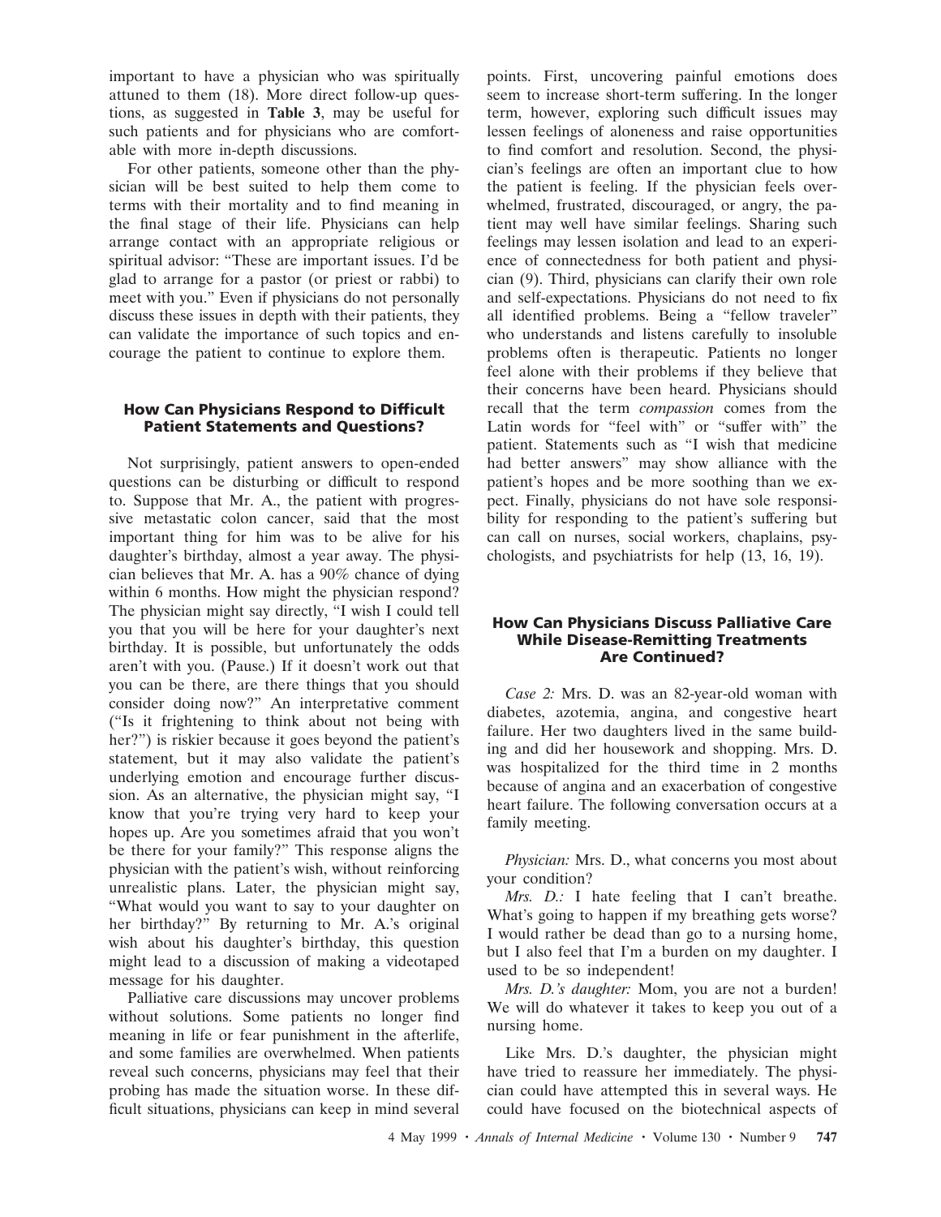important to have a physician who was spiritually attuned to them (18). More direct follow-up questions, as suggested in **Table 3**, may be useful for such patients and for physicians who are comfortable with more in-depth discussions.

For other patients, someone other than the physician will be best suited to help them come to terms with their mortality and to find meaning in the final stage of their life. Physicians can help arrange contact with an appropriate religious or spiritual advisor: "These are important issues. I'd be glad to arrange for a pastor (or priest or rabbi) to meet with you." Even if physicians do not personally discuss these issues in depth with their patients, they can validate the importance of such topics and encourage the patient to continue to explore them.

## How Can Physicians Respond to Difficult Patient Statements and Questions?

Not surprisingly, patient answers to open-ended questions can be disturbing or difficult to respond to. Suppose that Mr. A., the patient with progressive metastatic colon cancer, said that the most important thing for him was to be alive for his daughter's birthday, almost a year away. The physician believes that Mr. A. has a 90% chance of dying within 6 months. How might the physician respond? The physician might say directly, "I wish I could tell you that you will be here for your daughter's next birthday. It is possible, but unfortunately the odds aren't with you. (Pause.) If it doesn't work out that you can be there, are there things that you should consider doing now?" An interpretative comment ("Is it frightening to think about not being with her?") is riskier because it goes beyond the patient's statement, but it may also validate the patient's underlying emotion and encourage further discussion. As an alternative, the physician might say, "I know that you're trying very hard to keep your hopes up. Are you sometimes afraid that you won't be there for your family?" This response aligns the physician with the patient's wish, without reinforcing unrealistic plans. Later, the physician might say, "What would you want to say to your daughter on her birthday?" By returning to Mr. A.'s original wish about his daughter's birthday, this question might lead to a discussion of making a videotaped message for his daughter.

Palliative care discussions may uncover problems without solutions. Some patients no longer find meaning in life or fear punishment in the afterlife, and some families are overwhelmed. When patients reveal such concerns, physicians may feel that their probing has made the situation worse. In these difficult situations, physicians can keep in mind several points. First, uncovering painful emotions does seem to increase short-term suffering. In the longer term, however, exploring such difficult issues may lessen feelings of aloneness and raise opportunities to find comfort and resolution. Second, the physician's feelings are often an important clue to how the patient is feeling. If the physician feels overwhelmed, frustrated, discouraged, or angry, the patient may well have similar feelings. Sharing such feelings may lessen isolation and lead to an experience of connectedness for both patient and physician (9). Third, physicians can clarify their own role and self-expectations. Physicians do not need to fix all identified problems. Being a "fellow traveler" who understands and listens carefully to insoluble problems often is therapeutic. Patients no longer feel alone with their problems if they believe that their concerns have been heard. Physicians should recall that the term *compassion* comes from the Latin words for "feel with" or "suffer with" the patient. Statements such as "I wish that medicine had better answers" may show alliance with the patient's hopes and be more soothing than we expect. Finally, physicians do not have sole responsibility for responding to the patient's suffering but can call on nurses, social workers, chaplains, psychologists, and psychiatrists for help (13, 16, 19).

## How Can Physicians Discuss Palliative Care While Disease-Remitting Treatments Are Continued?

*Case 2:* Mrs. D. was an 82-year-old woman with diabetes, azotemia, angina, and congestive heart failure. Her two daughters lived in the same building and did her housework and shopping. Mrs. D. was hospitalized for the third time in 2 months because of angina and an exacerbation of congestive heart failure. The following conversation occurs at a family meeting.

*Physician:* Mrs. D., what concerns you most about your condition?

*Mrs. D.:* I hate feeling that I can't breathe. What's going to happen if my breathing gets worse? I would rather be dead than go to a nursing home, but I also feel that I'm a burden on my daughter. I used to be so independent!

*Mrs. D.'s daughter:* Mom, you are not a burden! We will do whatever it takes to keep you out of a nursing home.

Like Mrs. D.'s daughter, the physician might have tried to reassure her immediately. The physician could have attempted this in several ways. He could have focused on the biotechnical aspects of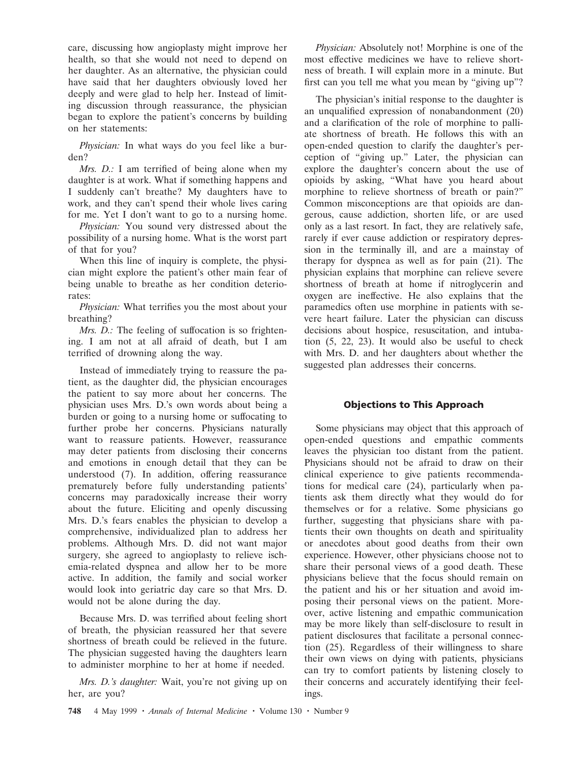care, discussing how angioplasty might improve her health, so that she would not need to depend on her daughter. As an alternative, the physician could have said that her daughters obviously loved her deeply and were glad to help her. Instead of limiting discussion through reassurance, the physician began to explore the patient's concerns by building on her statements:

*Physician:* In what ways do you feel like a burden?

*Mrs. D.:* I am terrified of being alone when my daughter is at work. What if something happens and I suddenly can't breathe? My daughters have to work, and they can't spend their whole lives caring for me. Yet I don't want to go to a nursing home.

*Physician:* You sound very distressed about the possibility of a nursing home. What is the worst part of that for you?

When this line of inquiry is complete, the physician might explore the patient's other main fear of being unable to breathe as her condition deteriorates:

*Physician:* What terrifies you the most about your breathing?

*Mrs. D.:* The feeling of suffocation is so frightening. I am not at all afraid of death, but I am terrified of drowning along the way.

Instead of immediately trying to reassure the patient, as the daughter did, the physician encourages the patient to say more about her concerns. The physician uses Mrs. D.'s own words about being a burden or going to a nursing home or suffocating to further probe her concerns. Physicians naturally want to reassure patients. However, reassurance may deter patients from disclosing their concerns and emotions in enough detail that they can be understood (7). In addition, offering reassurance prematurely before fully understanding patients' concerns may paradoxically increase their worry about the future. Eliciting and openly discussing Mrs. D.'s fears enables the physician to develop a comprehensive, individualized plan to address her problems. Although Mrs. D. did not want major surgery, she agreed to angioplasty to relieve ischemia-related dyspnea and allow her to be more active. In addition, the family and social worker would look into geriatric day care so that Mrs. D. would not be alone during the day.

Because Mrs. D. was terrified about feeling short of breath, the physician reassured her that severe shortness of breath could be relieved in the future. The physician suggested having the daughters learn to administer morphine to her at home if needed.

*Mrs. D.'s daughter:* Wait, you're not giving up on her, are you?

*Physician:* Absolutely not! Morphine is one of the most effective medicines we have to relieve shortness of breath. I will explain more in a minute. But first can you tell me what you mean by "giving up"?

The physician's initial response to the daughter is an unqualified expression of nonabandonment (20) and a clarification of the role of morphine to palliate shortness of breath. He follows this with an open-ended question to clarify the daughter's perception of "giving up." Later, the physician can explore the daughter's concern about the use of opioids by asking, "What have you heard about morphine to relieve shortness of breath or pain?" Common misconceptions are that opioids are dangerous, cause addiction, shorten life, or are used only as a last resort. In fact, they are relatively safe, rarely if ever cause addiction or respiratory depression in the terminally ill, and are a mainstay of therapy for dyspnea as well as for pain (21). The physician explains that morphine can relieve severe shortness of breath at home if nitroglycerin and oxygen are ineffective. He also explains that the paramedics often use morphine in patients with severe heart failure. Later the physician can discuss decisions about hospice, resuscitation, and intubation (5, 22, 23). It would also be useful to check with Mrs. D. and her daughters about whether the suggested plan addresses their concerns.

## Objections to This Approach

Some physicians may object that this approach of open-ended questions and empathic comments leaves the physician too distant from the patient. Physicians should not be afraid to draw on their clinical experience to give patients recommendations for medical care (24), particularly when patients ask them directly what they would do for themselves or for a relative. Some physicians go further, suggesting that physicians share with patients their own thoughts on death and spirituality or anecdotes about good deaths from their own experience. However, other physicians choose not to share their personal views of a good death. These physicians believe that the focus should remain on the patient and his or her situation and avoid imposing their personal views on the patient. Moreover, active listening and empathic communication may be more likely than self-disclosure to result in patient disclosures that facilitate a personal connection (25). Regardless of their willingness to share their own views on dying with patients, physicians can try to comfort patients by listening closely to their concerns and accurately identifying their feelings.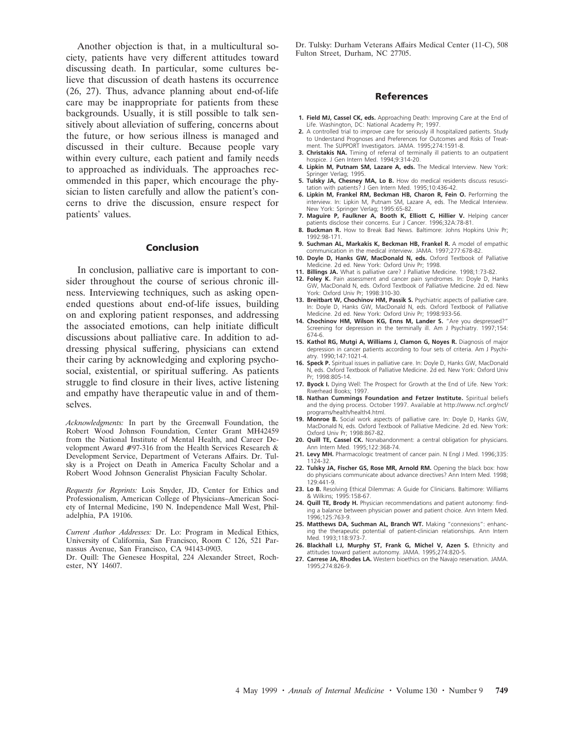Another objection is that, in a multicultural society, patients have very different attitudes toward discussing death. In particular, some cultures believe that discussion of death hastens its occurrence (26, 27). Thus, advance planning about end-of-life care may be inappropriate for patients from these backgrounds. Usually, it is still possible to talk sensitively about alleviation of suffering, concerns about the future, or how serious illness is managed and discussed in their culture. Because people vary within every culture, each patient and family needs to approached as individuals. The approaches recommended in this paper, which encourage the physician to listen carefully and allow the patient's concerns to drive the discussion, ensure respect for patients' values.

## Conclusion

In conclusion, palliative care is important to consider throughout the course of serious chronic illness. Interviewing techniques, such as asking open-ended questions about end-of-life issues, building on and exploring patient responses, and addressing the associated emotions, can help initiate difficult discussions about palliative care. In addition to addressing physical suffering, physicians can extend their caring by acknowledging and exploring psychosocial, existential, or spiritual suffering. As patients struggle to find closure in their lives, active listening and empathy have therapeutic value in and of themselves.

*Acknowledgments:* In part by the Greenwall Foundation, the Robert Wood Johnson Foundation, Center Grant MH42459 from the National Institute of Mental Health, and Career Development Award #97-316 from the Health Services Research & Development Service, Department of Veterans Affairs. Dr. Tulsky is a Project on Death in America Faculty Scholar and a Robert Wood Johnson Generalist Physician Faculty Scholar.

*Requests for Reprints:* Lois Snyder, JD, Center for Ethics and Professionalism, American College of Physicians–American Society of Internal Medicine, 190 N. Independence Mall West, Philadelphia, PA 19106.

*Current Author Addresses:* Dr. Lo: Program in Medical Ethics, University of California, San Francisco, Room C 126, 521 Parnassus Avenue, San Francisco, CA 94143-0903.

Dr. Quill: The Genesee Hospital, 224 Alexander Street, Rochester, NY 14607.

Dr. Tulsky: Durham Veterans Affairs Medical Center (11-C), 508 Fulton Street, Durham, NC 27705.

## References

1. **Field MJ, Cassel CK, eds.** Approaching Death: Improving Care at the End of Life. Washington, DC: National Academy Pr; 1997.
2. A controlled trial to improve care for seriously ill hospitalized patients. Study to Understand Prognoses and Preferences for Outcomes and Risks of Treatment. The SUPPORT Investigators. JAMA. 1995;274:1591-8.
3. **Christakis NA.** Timing of referral of terminally ill patients to an outpatient hospice. J Gen Intern Med. 1994;9:314-20.
4. **Lipkin M, Putnam SM, Lazare A, eds.** The Medical Interview. New York: Springer Verlag; 1995.
5. **Tulsky JA, Chesney MA, Lo B.** How do medical residents discuss resuscitation with patients? J Gen Intern Med. 1995;10:436-42.
6. **Lipkin M, Frankel RM, Beckman HB, Charon R, Fein O.** Performing the interview. In: Lipkin M, Putnam SM, Lazare A, eds. The Medical Interview. New York: Springer Verlag; 1995:65-82.
7. **Maguire P, Faulkner A, Booth K, Elliott C, Hillier V.** Helping cancer patients disclose their concerns. Eur J Cancer. 1996;32A:78-81.
8. **Buckman R.** How to Break Bad News. Baltimore: Johns Hopkins Univ Pr; 1992:98-171.
9. **Suchman AL, Markakis K, Beckman HB, Frankel R.** A model of empathic communication in the medical interview. JAMA. 1997;277:678-82.
10. **Doyle D, Hanks GW, MacDonald N, eds.** Oxford Textbook of Palliative Medicine. 2d ed. New York: Oxford Univ Pr; 1998.
11. **Billings JA.** What is palliative care? J Palliative Medicine. 1998;1:73-82.
12. **Foley K.** Pain assessment and cancer pain syndromes. In: Doyle D, Hanks GW, MacDonald N, eds. Oxford Textbook of Palliative Medicine. 2d ed. New York: Oxford Univ Pr; 1998:310-30.
13. **Breitbart W, Chochinov HM, Passik S.** Psychiatric aspects of palliative care. In: Doyle D, Hanks GW, MacDonald N, eds. Oxford Textbook of Palliative Medicine. 2d ed. New York: Oxford Univ Pr; 1998:933-56.
14. **Chochinov HM, Wilson KG, Enns M, Lander S.** "Are you despressed?" Screening for depression in the terminally ill. Am J Psychiatry. 1997;154:674-6.
15. **Kathol RG, Mutgi A, Williams J, Clamon G, Noyes R.** Diagnosis of major depression in cancer patients according to four sets of criteria. Am J Psychiatry. 1990;147:1021-4.
16. **Speck P.** Spiritual issues in palliative care. In: Doyle D, Hanks GW, MacDonald N, eds. Oxford Textbook of Palliative Medicine. 2d ed. New York: Oxford Univ Pr; 1998:805-14.
17. **Byock I.** Dying Well: The Prospect for Growth at the End of Life. New York: Riverhead Books; 1997.
18. **Nathan Cummings Foundation and Fetzer Institute.** Spiritual beliefs and the dying process. October 1997. Available at http://www.ncf.org/ncf/programs/health/health4.html.
19. **Monroe B.** Social work aspects of palliative care. In: Doyle D, Hanks GW, MacDonald N, eds. Oxford Textbook of Palliative Medicine. 2d ed. New York: Oxford Univ Pr; 1998:867-82.
20. **Quill TE, Cassel CK.** Nonabandonment: a central obligation for physicians. Ann Intern Med. 1995;122:368-74.
21. **Levy MH.** Pharmacologic treatment of cancer pain. N Engl J Med. 1996;335:1124-32.
22. **Tulsky JA, Fischer GS, Rose MR, Arnold RM.** Opening the black box: how do physicians communicate about advance directives? Ann Intern Med. 1998;129:441-9.
23. **Lo B.** Resolving Ethical Dilemmas: A Guide for Clinicians. Baltimore: Williams & Wilkins; 1995:158-67.
24. **Quill TE, Brody H.** Physician recommendations and patient autonomy: finding a balance between physician power and patient choice. Ann Intern Med. 1996;125:763-9.
25. **Matthews DA, Suchman AL, Branch WT.** Making "connexions": enhancing the therapeutic potential of patient-clinician relationships. Ann Intern Med. 1993;118:973-7.
26. **Blackhall LJ, Murphy ST, Frank G, Michel V, Azen S.** Ethnicity and attitudes toward patient autonomy. JAMA. 1995;274:820-5.
27. **Carrese JA, Rhodes LA.** Western bioethics on the Navajo reservation. JAMA. 1995;274:826-9.